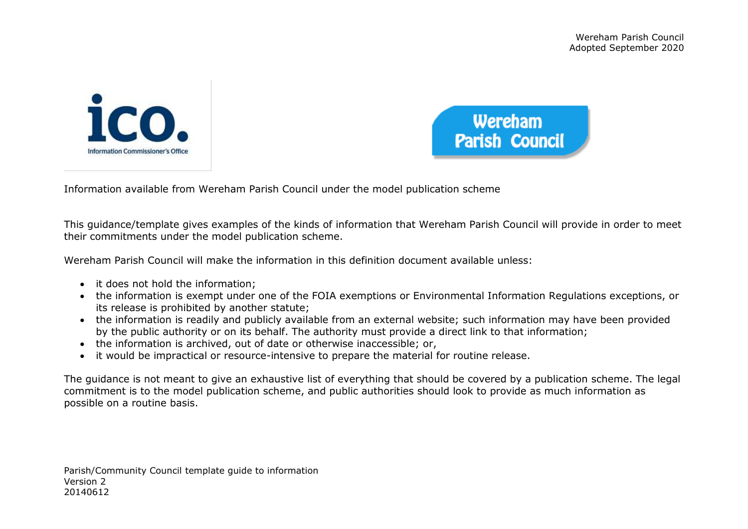Wereham Parish Council
Adopted September 2020

Information available from Wereham Parish Council under the model publication scheme

This guidance/template gives examples of the kinds of information that Wereham Parish Council will provide in order to meet their commitments under the model publication scheme.

Wereham Parish Council will make the information in this definition document available unless:

- it does not hold the information;
- the information is exempt under one of the FOIA exemptions or Environmental Information Regulations exceptions, or its release is prohibited by another statute;
- the information is readily and publicly available from an external website; such information may have been provided by the public authority or on its behalf. The authority must provide a direct link to that information;
- the information is archived, out of date or otherwise inaccessible; or,
- it would be impractical or resource-intensive to prepare the material for routine release.

The guidance is not meant to give an exhaustive list of everything that should be covered by a publication scheme. The legal commitment is to the model publication scheme, and public authorities should look to provide as much information as possible on a routine basis.

Parish/Community Council template guide to information
Version 2
20140612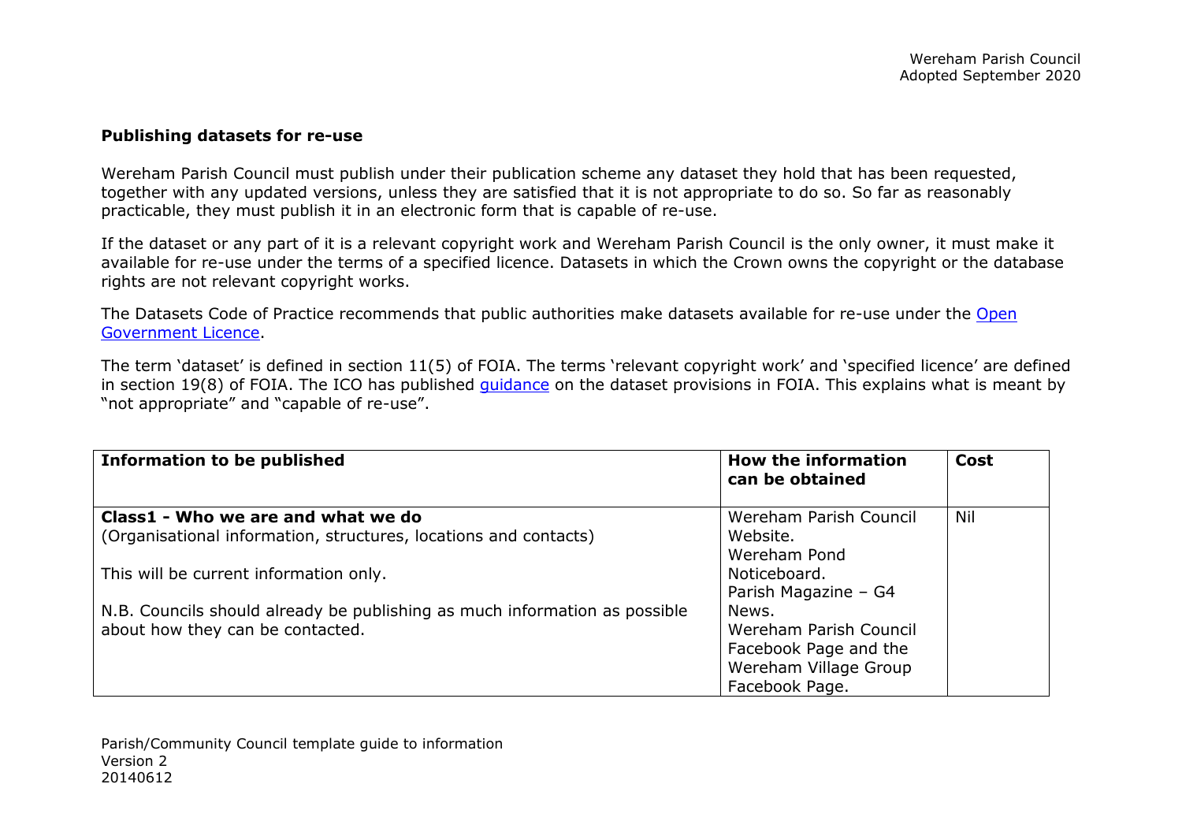**Publishing datasets for re-use**

Wereham Parish Council must publish under their publication scheme any dataset they hold that has been requested, together with any updated versions, unless they are satisfied that it is not appropriate to do so. So far as reasonably practicable, they must publish it in an electronic form that is capable of re-use.

If the dataset or any part of it is a relevant copyright work and Wereham Parish Council is the only owner, it must make it available for re-use under the terms of a specified licence. Datasets in which the Crown owns the copyright or the database rights are not relevant copyright works.

The Datasets Code of Practice recommends that public authorities make datasets available for re-use under the Open Government Licence.

The term 'dataset' is defined in section 11(5) of FOIA. The terms 'relevant copyright work' and 'specified licence' are defined in section 19(8) of FOIA. The ICO has published guidance on the dataset provisions in FOIA. This explains what is meant by "not appropriate" and "capable of re-use".

| Information to be published | How the information can be obtained | Cost |
| --- | --- | --- |
| **Class1 - Who we are and what we do**<br>(Organisational information, structures, locations and contacts)<br><br>This will be current information only.<br><br>N.B. Councils should already be publishing as much information as possible about how they can be contacted. | Wereham Parish Council Website.<br>Wereham Pond Noticeboard.<br>Parish Magazine – G4 News.<br>Wereham Parish Council Facebook Page and the Wereham Village Group Facebook Page. | Nil |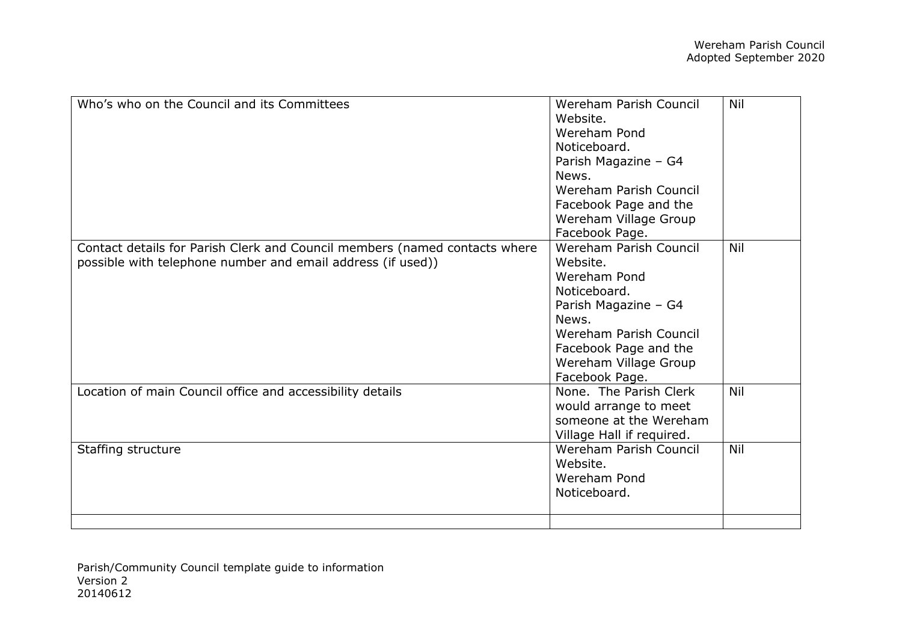| | | |
|---|---|---|
| Who's who on the Council and its Committees | Wereham Parish Council Website. Wereham Pond Noticeboard. Parish Magazine – G4 News. Wereham Parish Council Facebook Page and the Wereham Village Group Facebook Page. | Nil |
| Contact details for Parish Clerk and Council members (named contacts where possible with telephone number and email address (if used)) | Wereham Parish Council Website. Wereham Pond Noticeboard. Parish Magazine – G4 News. Wereham Parish Council Facebook Page and the Wereham Village Group Facebook Page. | Nil |
| Location of main Council office and accessibility details | None. The Parish Clerk would arrange to meet someone at the Wereham Village Hall if required. | Nil |
| Staffing structure | Wereham Parish Council Website. Wereham Pond Noticeboard. | Nil |
| | | |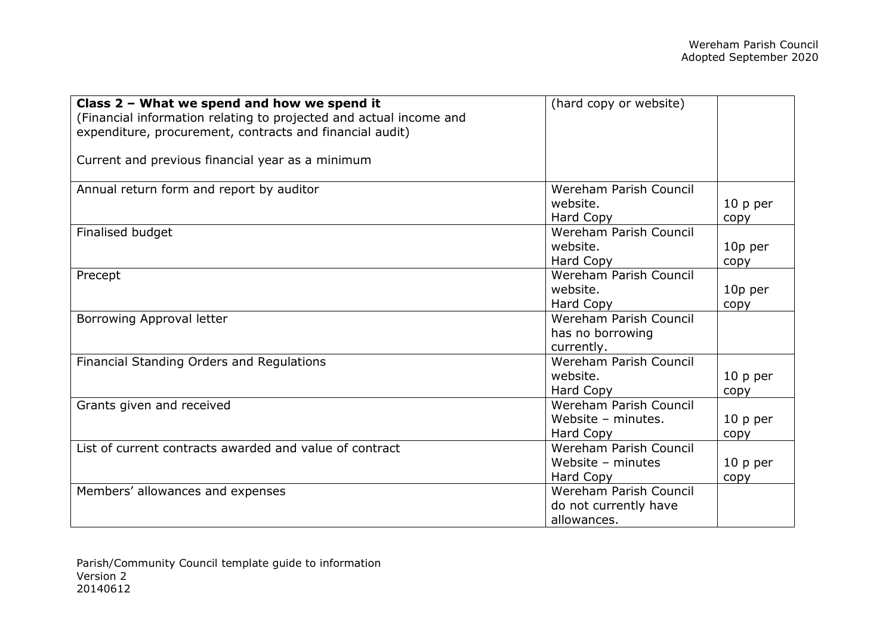| | | |
|---|---|---|
| **Class 2 – What we spend and how we spend it**<br>(Financial information relating to projected and actual income and expenditure, procurement, contracts and financial audit)<br><br>Current and previous financial year as a minimum | (hard copy or website) | |
| Annual return form and report by auditor | Wereham Parish Council website.<br>Hard Copy | 10 p per copy |
| Finalised budget | Wereham Parish Council website.<br>Hard Copy | 10p per copy |
| Precept | Wereham Parish Council website.<br>Hard Copy | 10p per copy |
| Borrowing Approval letter | Wereham Parish Council has no borrowing currently. | |
| Financial Standing Orders and Regulations | Wereham Parish Council website.<br>Hard Copy | 10 p per copy |
| Grants given and received | Wereham Parish Council Website – minutes.<br>Hard Copy | 10 p per copy |
| List of current contracts awarded and value of contract | Wereham Parish Council Website – minutes<br>Hard Copy | 10 p per copy |
| Members' allowances and expenses | Wereham Parish Council do not currently have allowances. | |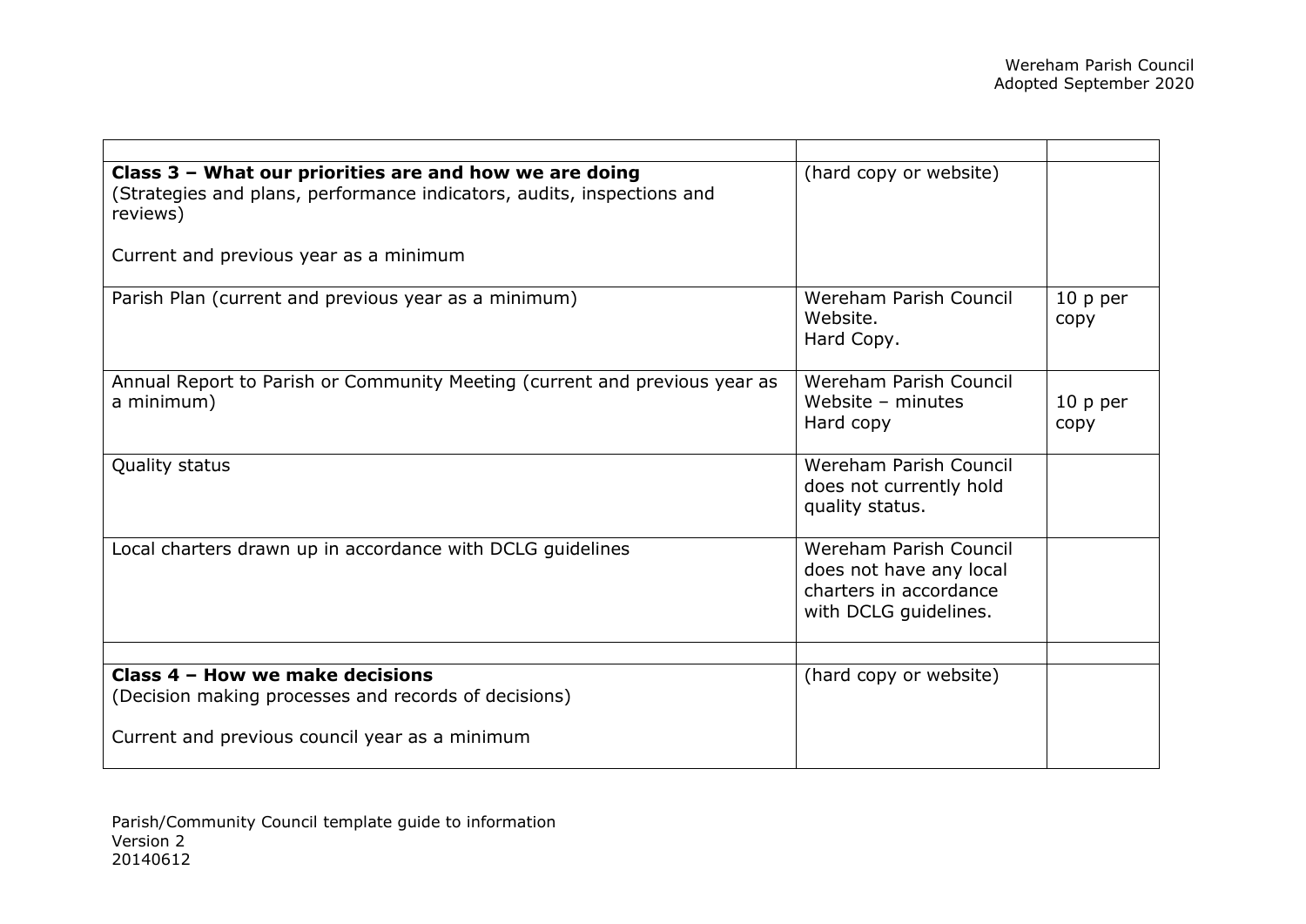| | | |
|---|---|---|
| **Class 3 – What our priorities are and how we are doing** (Strategies and plans, performance indicators, audits, inspections and reviews)<br><br>Current and previous year as a minimum | (hard copy or website) | |
| Parish Plan (current and previous year as a minimum) | Wereham Parish Council Website.<br>Hard Copy. | 10 p per copy |
| Annual Report to Parish or Community Meeting (current and previous year as a minimum) | Wereham Parish Council Website – minutes<br>Hard copy | 10 p per copy |
| Quality status | Wereham Parish Council does not currently hold quality status. | |
| Local charters drawn up in accordance with DCLG guidelines | Wereham Parish Council does not have any local charters in accordance with DCLG guidelines. | |
| | | |
| **Class 4 – How we make decisions** (Decision making processes and records of decisions)<br><br>Current and previous council year as a minimum | (hard copy or website) | |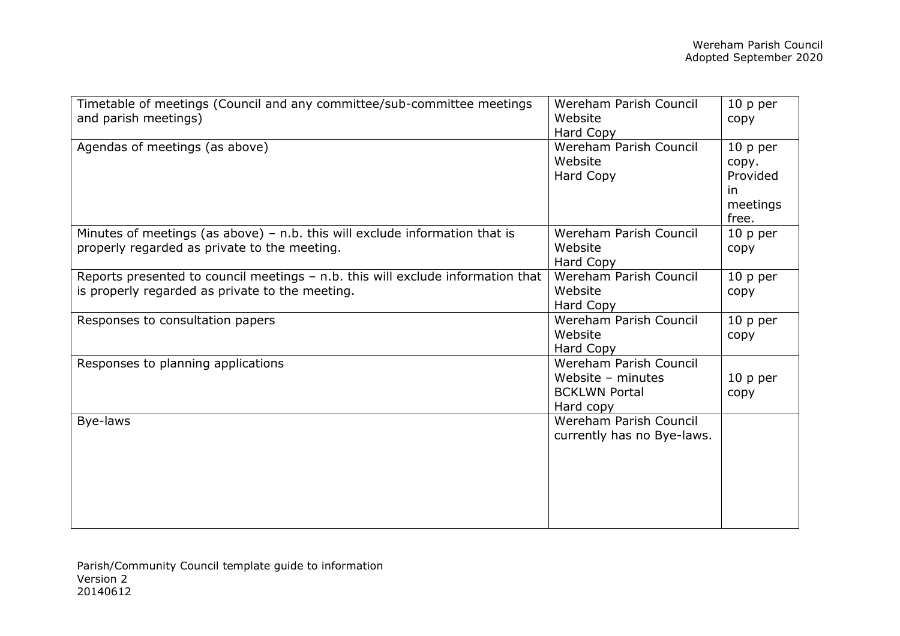| | | |
|---|---|---|
| Timetable of meetings (Council and any committee/sub-committee meetings and parish meetings) | Wereham Parish Council Website<br>Hard Copy | 10 p per copy |
| Agendas of meetings (as above) | Wereham Parish Council Website<br>Hard Copy | 10 p per copy. Provided in meetings free. |
| Minutes of meetings (as above) – n.b. this will exclude information that is properly regarded as private to the meeting. | Wereham Parish Council Website<br>Hard Copy | 10 p per copy |
| Reports presented to council meetings – n.b. this will exclude information that is properly regarded as private to the meeting. | Wereham Parish Council Website<br>Hard Copy | 10 p per copy |
| Responses to consultation papers | Wereham Parish Council Website<br>Hard Copy | 10 p per copy |
| Responses to planning applications | Wereham Parish Council Website – minutes<br>BCKLWN Portal<br>Hard copy | 10 p per copy |
| Bye-laws | Wereham Parish Council currently has no Bye-laws. | |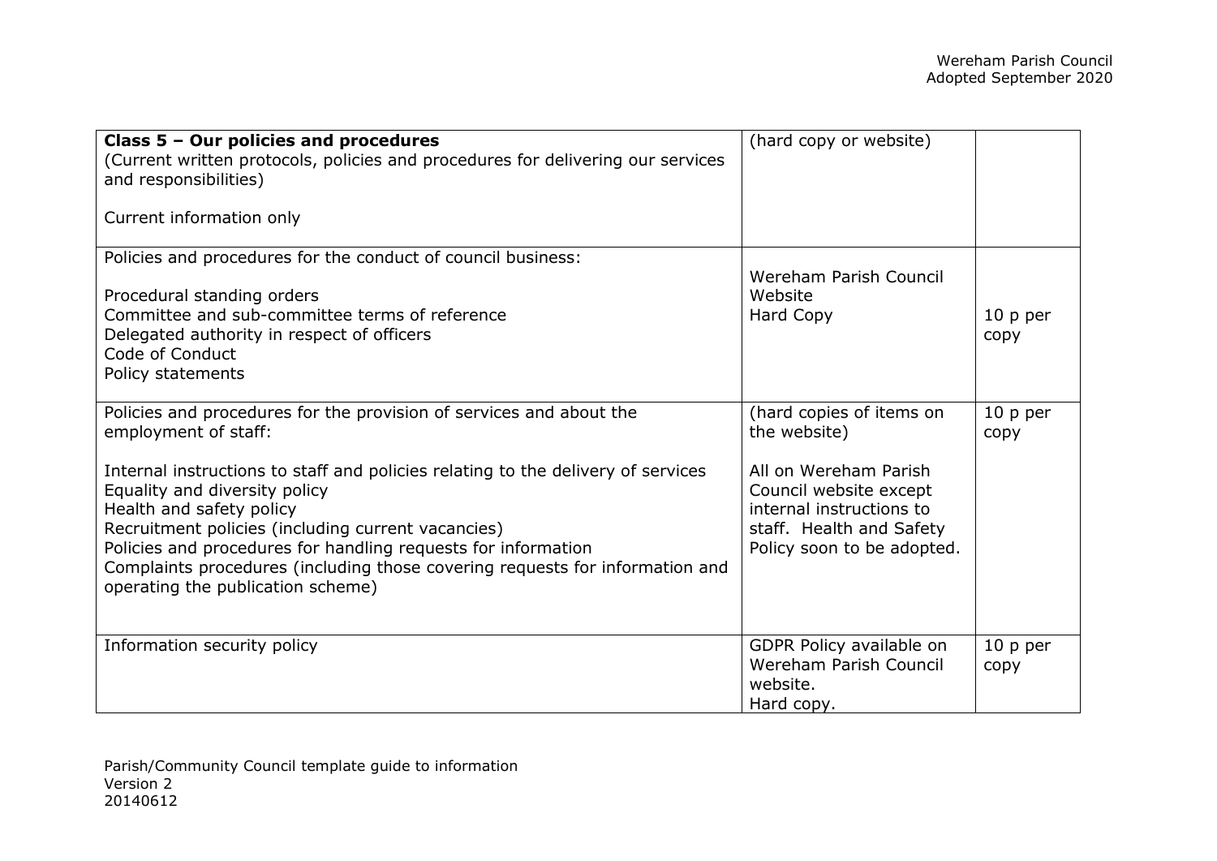| | | |
|---|---|---|
| **Class 5 – Our policies and procedures**<br>(Current written protocols, policies and procedures for delivering our services and responsibilities)<br><br>Current information only | (hard copy or website) | |
| Policies and procedures for the conduct of council business:<br><br>Procedural standing orders<br>Committee and sub-committee terms of reference<br>Delegated authority in respect of officers<br>Code of Conduct<br>Policy statements | Wereham Parish Council Website<br>Hard Copy | 10 p per copy |
| Policies and procedures for the provision of services and about the employment of staff:<br><br>Internal instructions to staff and policies relating to the delivery of services<br>Equality and diversity policy<br>Health and safety policy<br>Recruitment policies (including current vacancies)<br>Policies and procedures for handling requests for information<br>Complaints procedures (including those covering requests for information and operating the publication scheme) | (hard copies of items on the website)<br><br>All on Wereham Parish Council website except internal instructions to staff. Health and Safety Policy soon to be adopted. | 10 p per copy |
| Information security policy | GDPR Policy available on Wereham Parish Council website.<br>Hard copy. | 10 p per copy |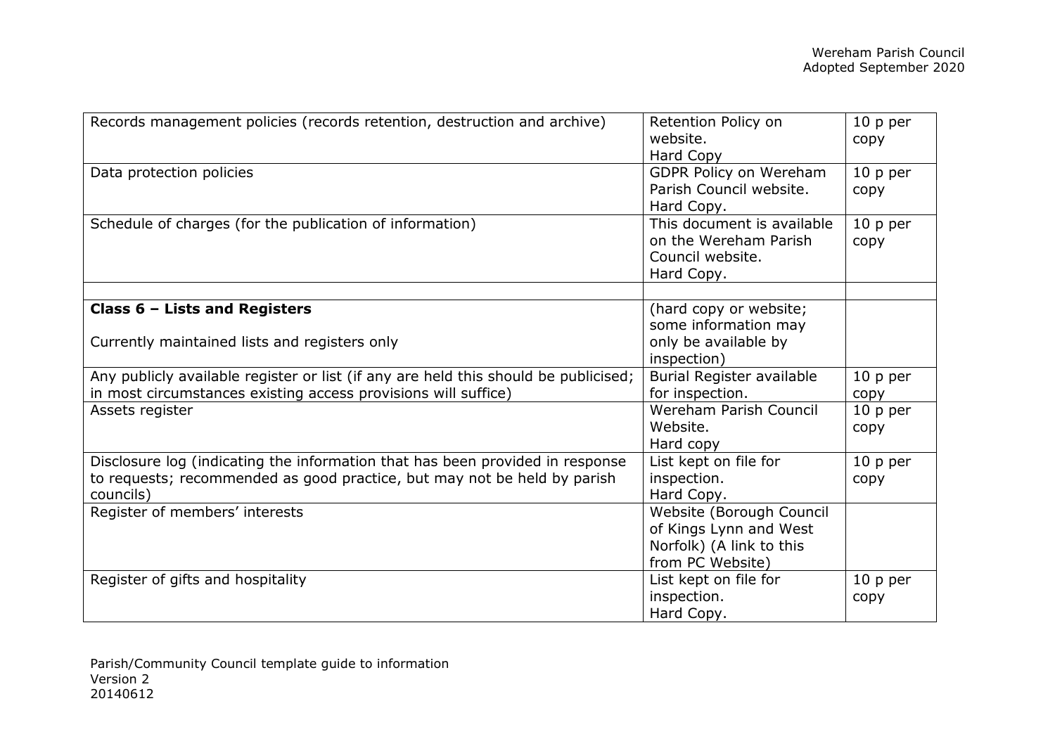| | | |
|---|---|---|
| Records management policies (records retention, destruction and archive) | Retention Policy on website.<br>Hard Copy | 10 p per copy |
| Data protection policies | GDPR Policy on Wereham Parish Council website.<br>Hard Copy. | 10 p per copy |
| Schedule of charges (for the publication of information) | This document is available on the Wereham Parish Council website.<br>Hard Copy. | 10 p per copy |
| | | |
| **Class 6 – Lists and Registers**<br><br>Currently maintained lists and registers only | (hard copy or website; some information may only be available by inspection) | |
| Any publicly available register or list (if any are held this should be publicised; in most circumstances existing access provisions will suffice) | Burial Register available for inspection. | 10 p per copy |
| Assets register | Wereham Parish Council Website.<br>Hard copy | 10 p per copy |
| Disclosure log (indicating the information that has been provided in response to requests; recommended as good practice, but may not be held by parish councils) | List kept on file for inspection.<br>Hard Copy. | 10 p per copy |
| Register of members' interests | Website (Borough Council of Kings Lynn and West Norfolk) (A link to this from PC Website) | |
| Register of gifts and hospitality | List kept on file for inspection.<br>Hard Copy. | 10 p per copy |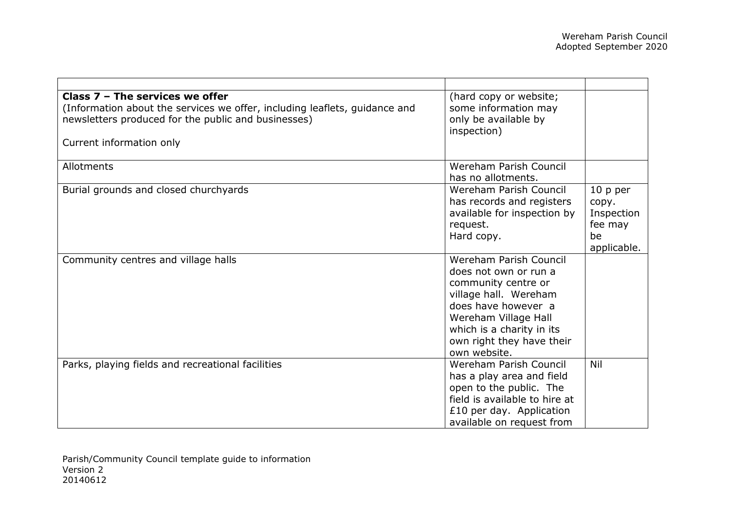| | | |
|---|---|---|
| **Class 7 – The services we offer**<br>(Information about the services we offer, including leaflets, guidance and newsletters produced for the public and businesses)<br><br>Current information only | (hard copy or website; some information may only be available by inspection) | |
| Allotments | Wereham Parish Council has no allotments. | |
| Burial grounds and closed churchyards | Wereham Parish Council has records and registers available for inspection by request.<br>Hard copy. | 10 p per copy. Inspection fee may be applicable. |
| Community centres and village halls | Wereham Parish Council does not own or run a community centre or village hall. Wereham does have however a Wereham Village Hall which is a charity in its own right they have their own website. | |
| Parks, playing fields and recreational facilities | Wereham Parish Council has a play area and field open to the public. The field is available to hire at £10 per day. Application available on request from | Nil |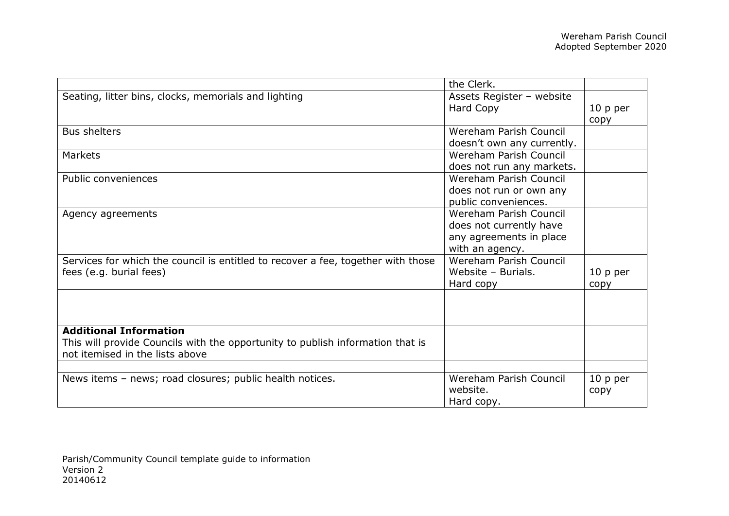| | | |
|---|---|---|
| | the Clerk. | |
| Seating, litter bins, clocks, memorials and lighting | Assets Register – website<br>Hard Copy | 10 p per copy |
| Bus shelters | Wereham Parish Council doesn't own any currently. | |
| Markets | Wereham Parish Council does not run any markets. | |
| Public conveniences | Wereham Parish Council does not run or own any public conveniences. | |
| Agency agreements | Wereham Parish Council does not currently have any agreements in place with an agency. | |
| Services for which the council is entitled to recover a fee, together with those fees (e.g. burial fees) | Wereham Parish Council Website – Burials.<br>Hard copy | 10 p per copy |
| | | |
| **Additional Information**<br>This will provide Councils with the opportunity to publish information that is not itemised in the lists above | | |
| | | |
| News items – news; road closures; public health notices. | Wereham Parish Council website.<br>Hard copy. | 10 p per copy |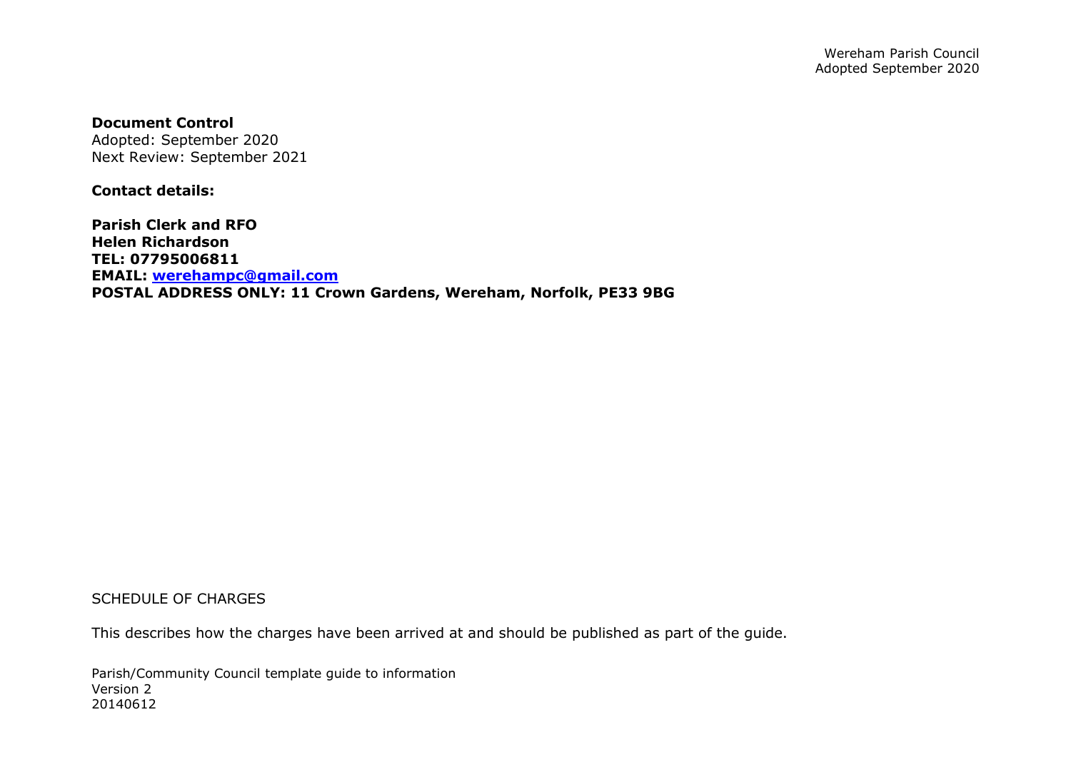**Document Control**
Adopted: September 2020
Next Review: September 2021

**Contact details:**

**Parish Clerk and RFO**
**Helen Richardson**
**TEL: 07795006811**
**EMAIL: werehampc@gmail.com**
**POSTAL ADDRESS ONLY: 11 Crown Gardens, Wereham, Norfolk, PE33 9BG**

SCHEDULE OF CHARGES

This describes how the charges have been arrived at and should be published as part of the guide.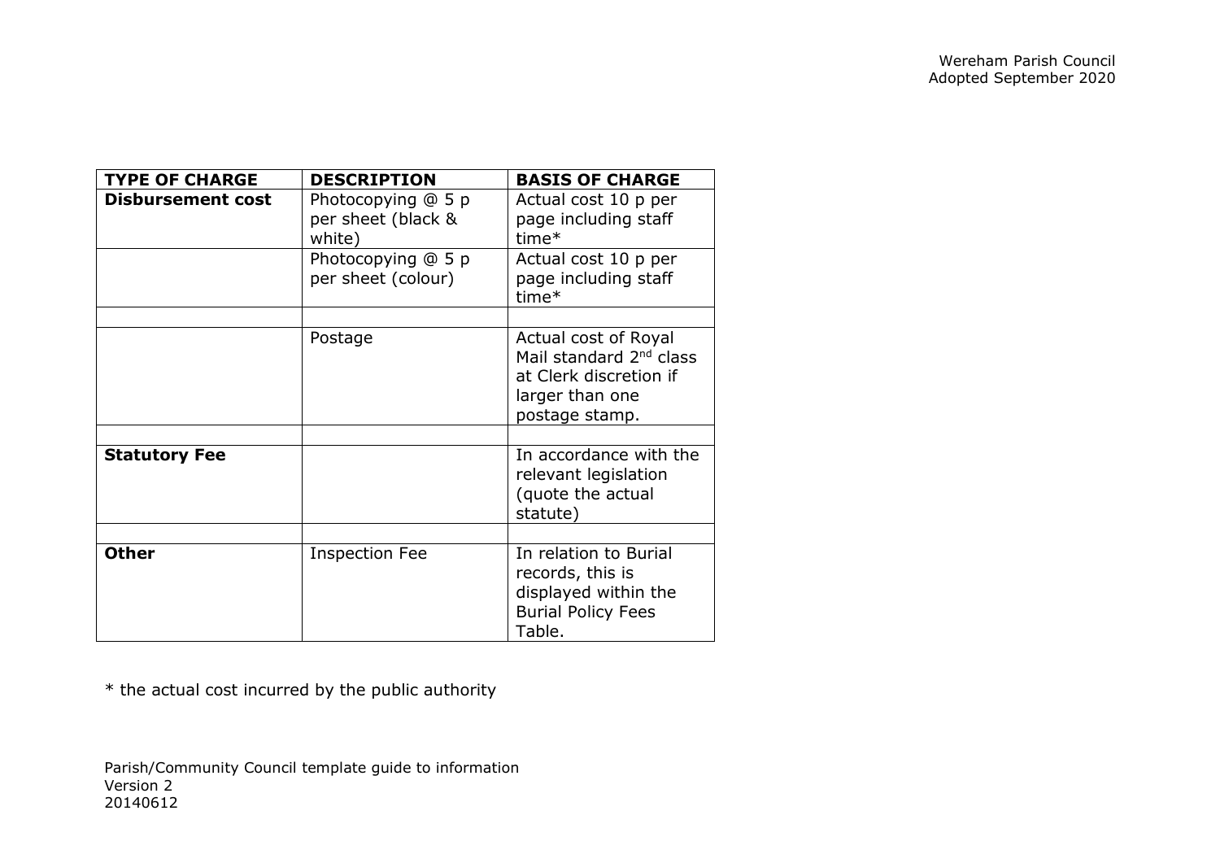| TYPE OF CHARGE | DESCRIPTION | BASIS OF CHARGE |
|---|---|---|
| **Disbursement cost** | Photocopying @ 5 p per sheet (black & white) | Actual cost 10 p per page including staff time* |
| | Photocopying @ 5 p per sheet (colour) | Actual cost 10 p per page including staff time* |
| | | |
| | Postage | Actual cost of Royal Mail standard 2nd class at Clerk discretion if larger than one postage stamp. |
| | | |
| **Statutory Fee** | | In accordance with the relevant legislation (quote the actual statute) |
| | | |
| **Other** | Inspection Fee | In relation to Burial records, this is displayed within the Burial Policy Fees Table. |

* the actual cost incurred by the public authority